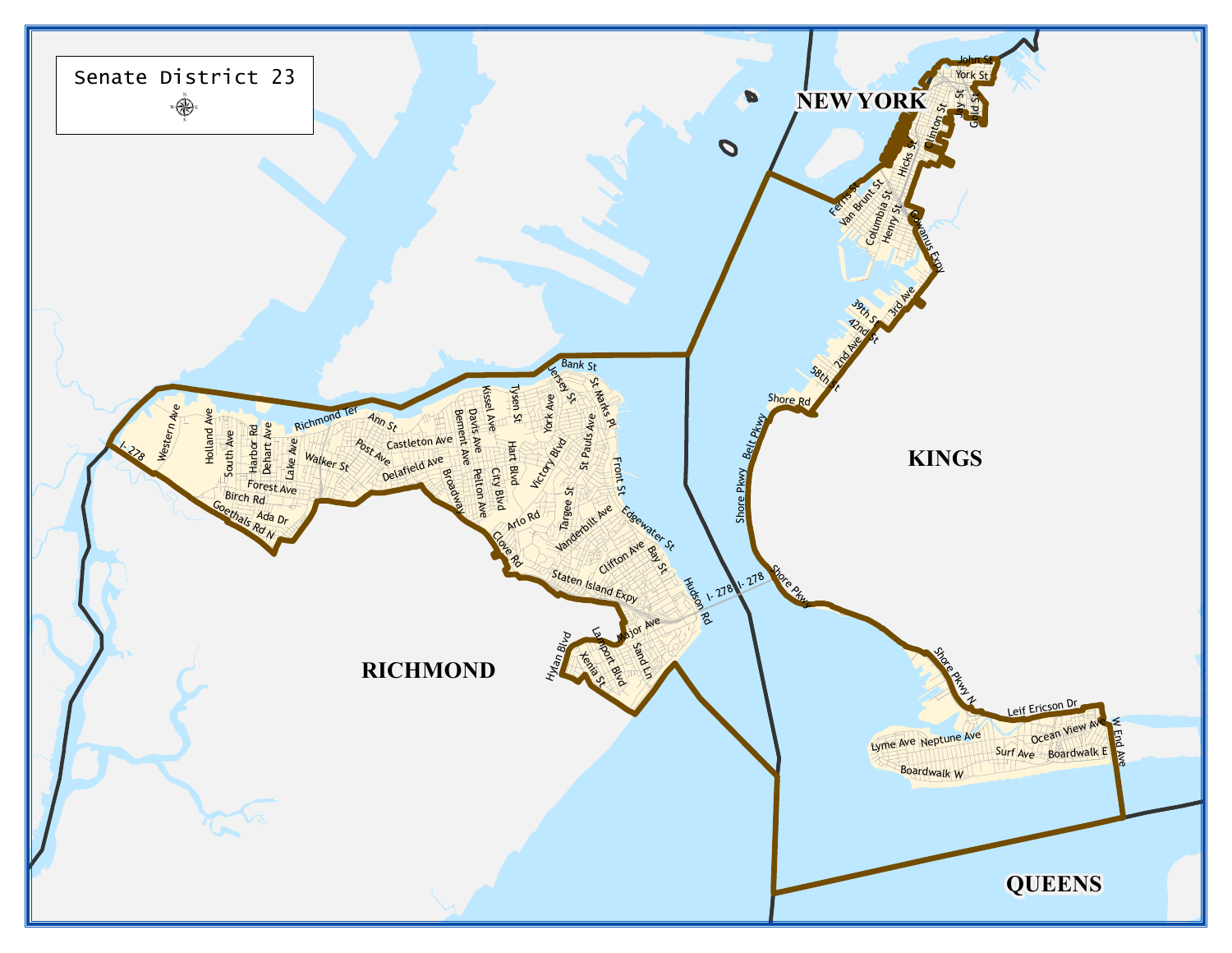# Senate District 23

NEW YORK

KINGS

RICHMOND

QUEENS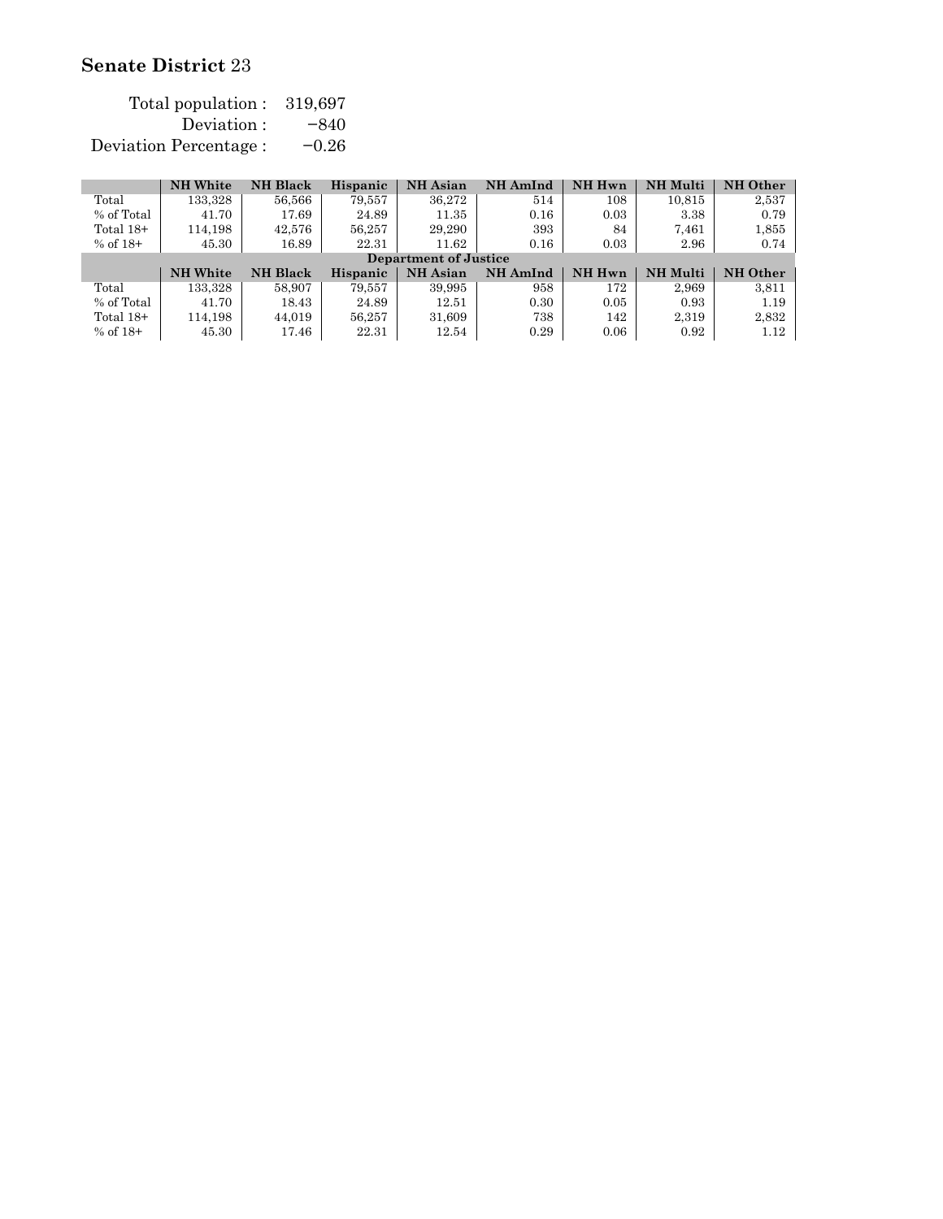## **Senate District** 23

| | |
|---|---|
| Total population : | 319,697 |
| Deviation : | −840 |
| Deviation Percentage : | −0.26 |

| | NH White | NH Black | Hispanic | NH Asian | NH AmInd | NH Hwn | NH Multi | NH Other |
|---|---|---|---|---|---|---|---|---|
| Total | 133,328 | 56,566 | 79,557 | 36,272 | 514 | 108 | 10,815 | 2,537 |
| % of Total | 41.70 | 17.69 | 24.89 | 11.35 | 0.16 | 0.03 | 3.38 | 0.79 |
| Total 18+ | 114,198 | 42,576 | 56,257 | 29,290 | 393 | 84 | 7,461 | 1,855 |
| % of 18+ | 45.30 | 16.89 | 22.31 | 11.62 | 0.16 | 0.03 | 2.96 | 0.74 |
| **Department of Justice** | | | | | | | | |
| | **NH White** | **NH Black** | **Hispanic** | **NH Asian** | **NH AmInd** | **NH Hwn** | **NH Multi** | **NH Other** |
| Total | 133,328 | 58,907 | 79,557 | 39,995 | 958 | 172 | 2,969 | 3,811 |
| % of Total | 41.70 | 18.43 | 24.89 | 12.51 | 0.30 | 0.05 | 0.93 | 1.19 |
| Total 18+ | 114,198 | 44,019 | 56,257 | 31,609 | 738 | 142 | 2,319 | 2,832 |
| % of 18+ | 45.30 | 17.46 | 22.31 | 12.54 | 0.29 | 0.06 | 0.92 | 1.12 |